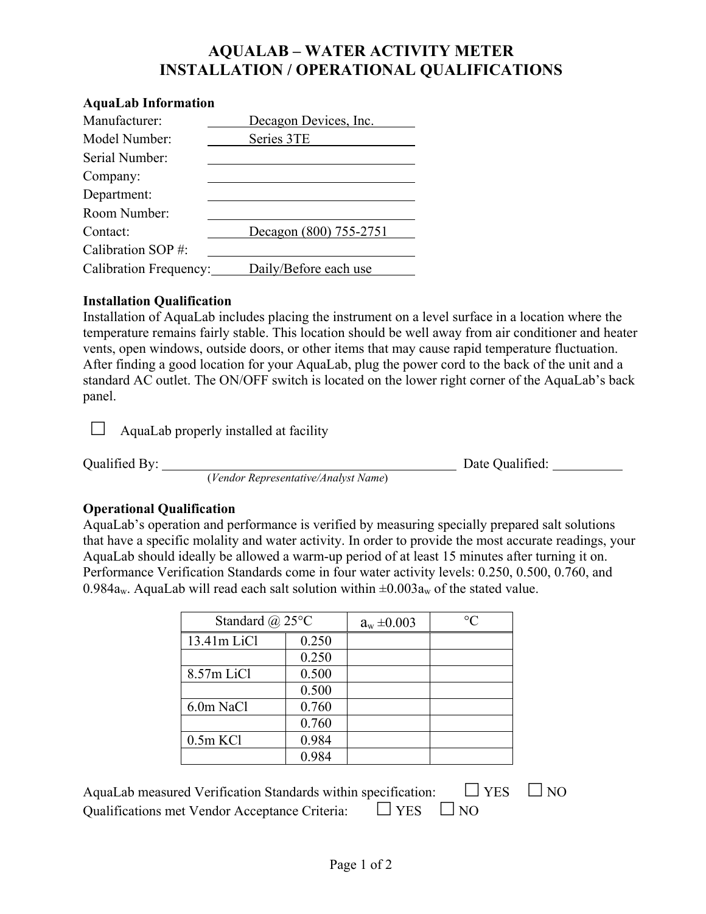# AQUALAB – WATER ACTIVITY METER
# INSTALLATION / OPERATIONAL QUALIFICATIONS

**AquaLab Information**

Manufacturer: Decagon Devices, Inc.
Model Number: Series 3TE
Serial Number: ______________________
Company: ______________________
Department: ______________________
Room Number: ______________________
Contact: Decagon (800) 755-2751
Calibration SOP #: ______________________
Calibration Frequency: Daily/Before each use

**Installation Qualification**

Installation of AquaLab includes placing the instrument on a level surface in a location where the temperature remains fairly stable. This location should be well away from air conditioner and heater vents, open windows, outside doors, or other items that may cause rapid temperature fluctuation. After finding a good location for your AquaLab, plug the power cord to the back of the unit and a standard AC outlet. The ON/OFF switch is located on the lower right corner of the AquaLab's back panel.

☐ AquaLab properly installed at facility

Qualified By: ______________________________________ Date Qualified: __________
(*Vendor Representative/Analyst Name*)

**Operational Qualification**

AquaLab's operation and performance is verified by measuring specially prepared salt solutions that have a specific molality and water activity. In order to provide the most accurate readings, your AquaLab should ideally be allowed a warm-up period of at least 15 minutes after turning it on. Performance Verification Standards come in four water activity levels: 0.250, 0.500, 0.760, and 0.984$a_w$. AquaLab will read each salt solution within ±0.003$a_w$ of the stated value.

| Standard @ 25°C | | $a_w$ ±0.003 | °C |
|---|---|---|---|
| 13.41m LiCl | 0.250 | | |
| | 0.250 | | |
| 8.57m LiCl | 0.500 | | |
| | 0.500 | | |
| 6.0m NaCl | 0.760 | | |
| | 0.760 | | |
| 0.5m KCl | 0.984 | | |
| | 0.984 | | |

AquaLab measured Verification Standards within specification: ☐ YES ☐ NO
Qualifications met Vendor Acceptance Criteria: ☐ YES ☐ NO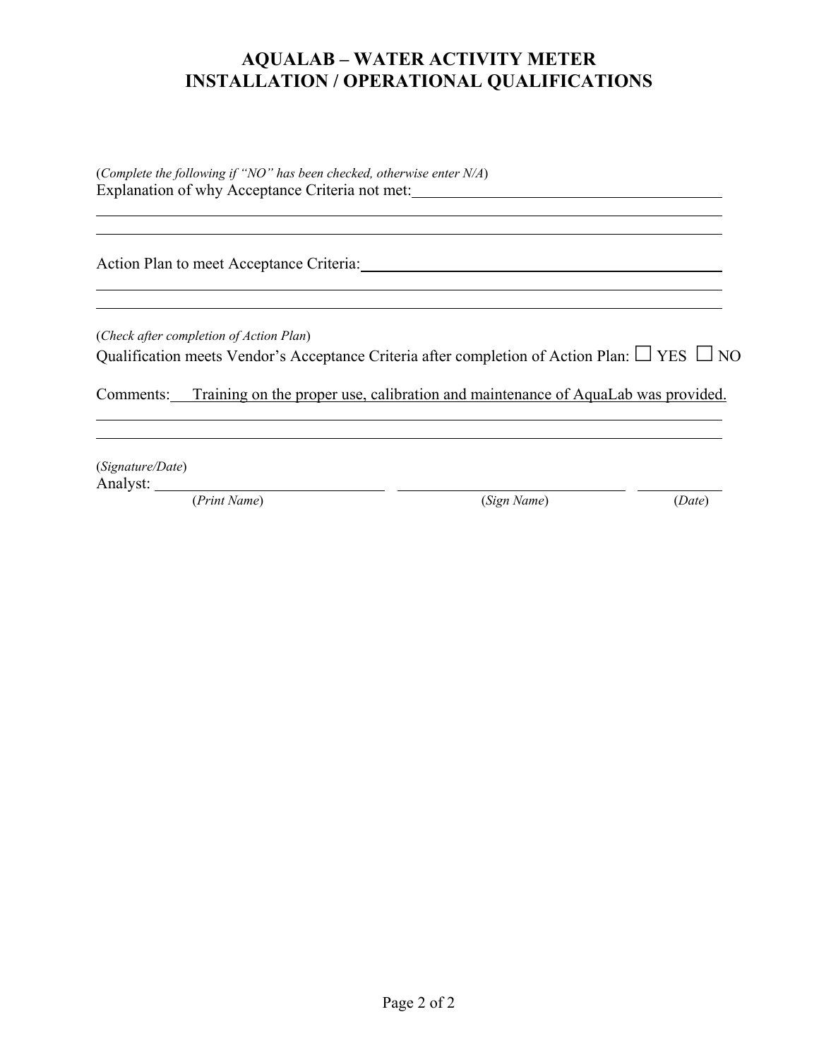# AQUALAB – WATER ACTIVITY METER
# INSTALLATION / OPERATIONAL QUALIFICATIONS

(*Complete the following if "NO" has been checked, otherwise enter N/A*)
Explanation of why Acceptance Criteria not met: ______________________________

______________________________________________________________________

______________________________________________________________________

Action Plan to meet Acceptance Criteria: ______________________________

______________________________________________________________________

______________________________________________________________________

(*Check after completion of Action Plan*)
Qualification meets Vendor's Acceptance Criteria after completion of Action Plan: ☐ YES ☐ NO

Comments: Training on the proper use, calibration and maintenance of AquaLab was provided.

______________________________________________________________________

______________________________________________________________________

(*Signature/Date*)
Analyst: ______________________ ______________________ __________
(*Print Name*) (*Sign Name*) (*Date*)